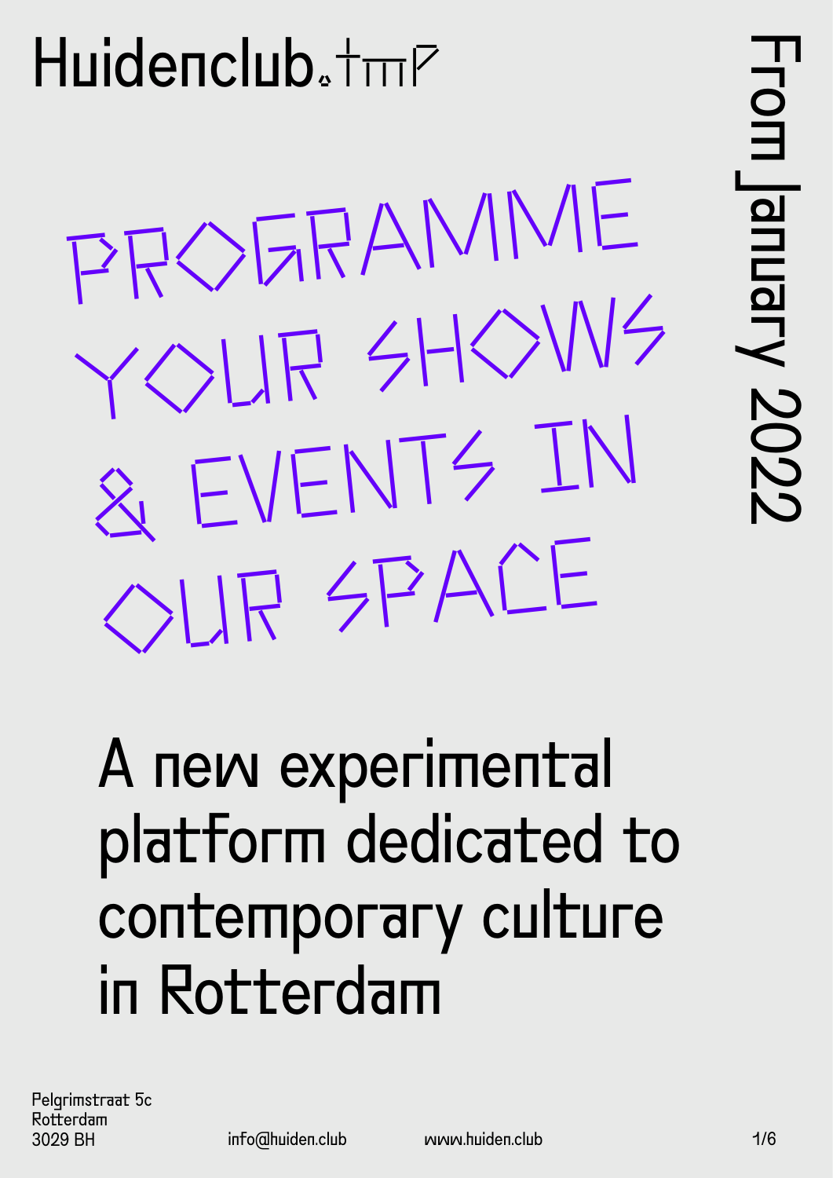# Huidenclub.tmp

From January 2022

## PROGRAMME YOUR SHOWS & EVENTS IN OUR SPACE

A new experimental platform dedicated to contemporary culture in Rotterdam

Pelgrimstraat 5c
Rotterdam
3029 BH

info@huiden.club

www.huiden.club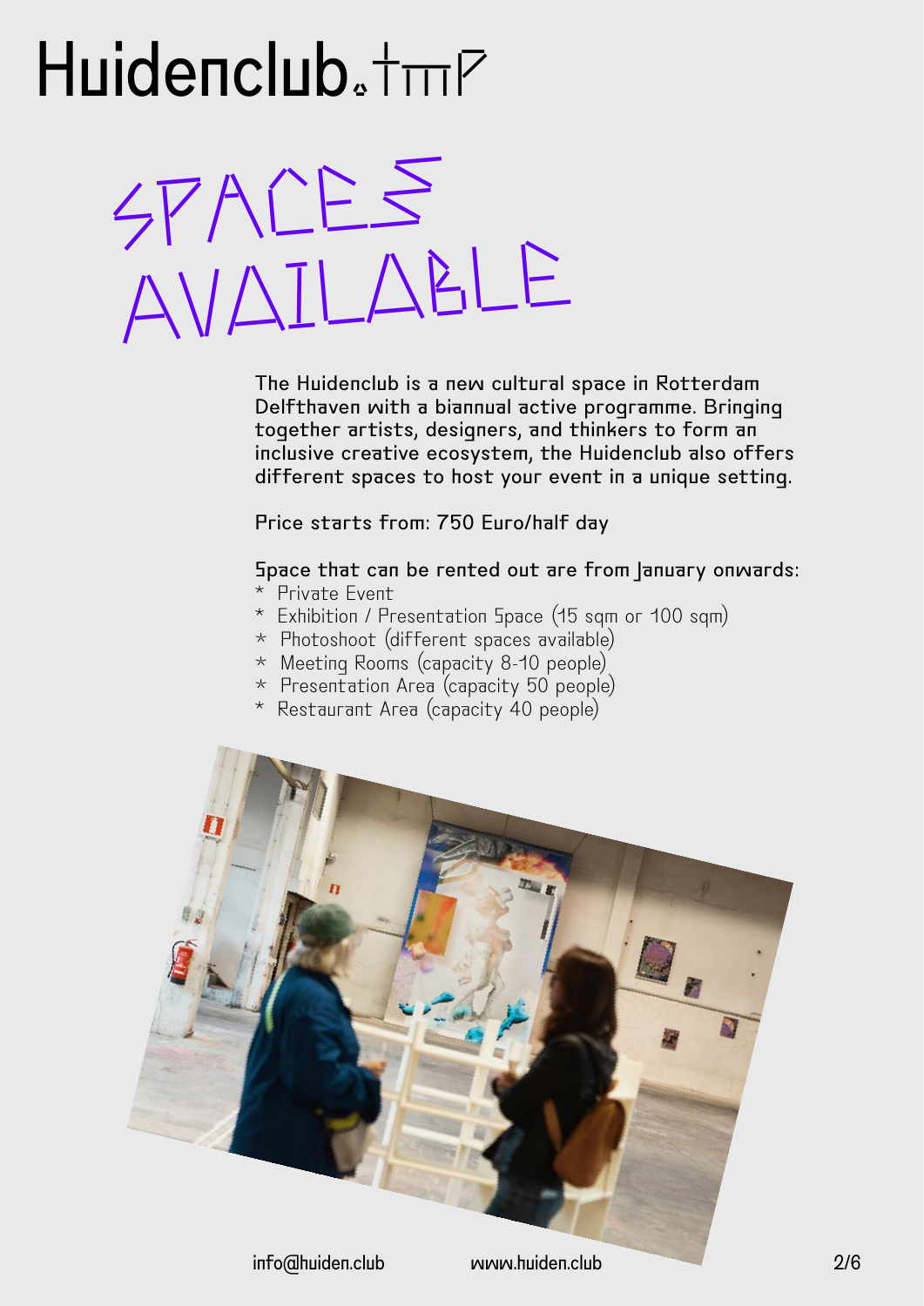# Huidenclub.tmp

# SPACES AVAILABLE

The Huidenclub is a new cultural space in Rotterdam Delfthaven with a biannual active programme. Bringing together artists, designers, and thinkers to form an inclusive creative ecosystem, the Huidenclub also offers different spaces to host your event in a unique setting.

Price starts from: 750 Euro/half day

Space that can be rented out are from January onwards:

- Private Event
- Exhibition / Presentation Space (15 sqm or 100 sqm)
- Photoshoot (different spaces available)
- Meeting Rooms (capacity 8-10 people)
- Presentation Area (capacity 50 people)
- Restaurant Area (capacity 40 people)

info@huiden.club www.huiden.club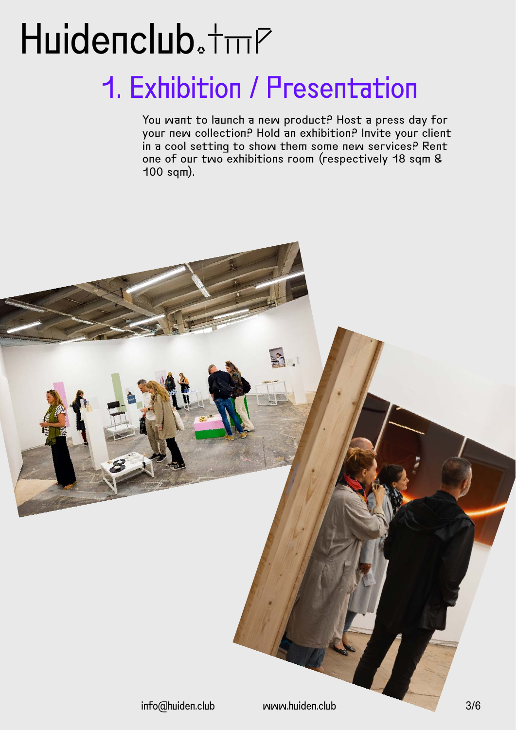# Huidenclub.tmp

## 1. Exhibition / Presentation

You want to launch a new product? Host a press day for your new collection? Hold an exhibition? Invite your client in a cool setting to show them some new services? Rent one of our two exhibitions room (respectively 18 sqm & 100 sqm).

info@huiden.club www.huiden.club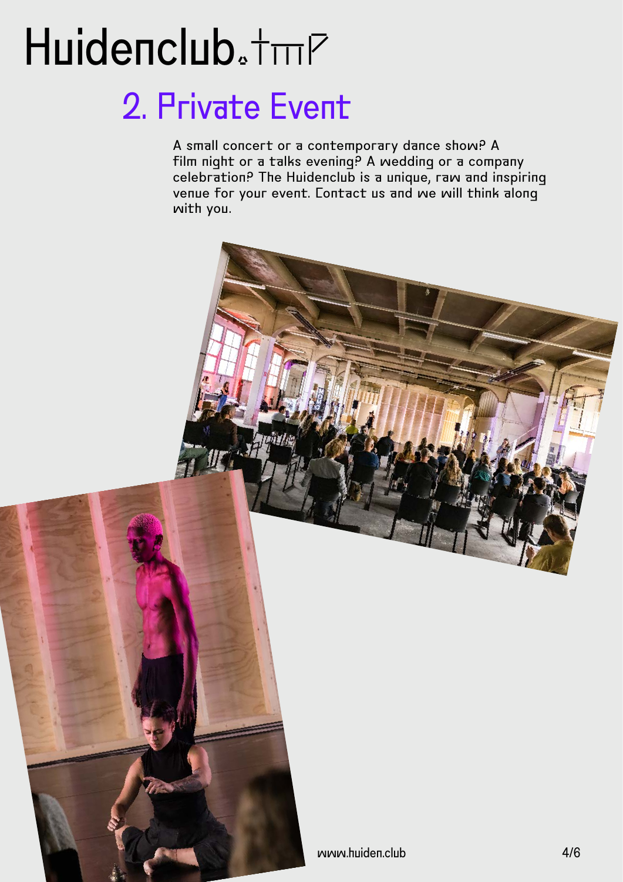# Huidenclub.tmp

## 2. Private Event

A small concert or a contemporary dance show? A film night or a talks evening? A wedding or a company celebration? The Huidenclub is a unique, raw and inspiring venue for your event. Contact us and we will think along with you.

www.huiden.club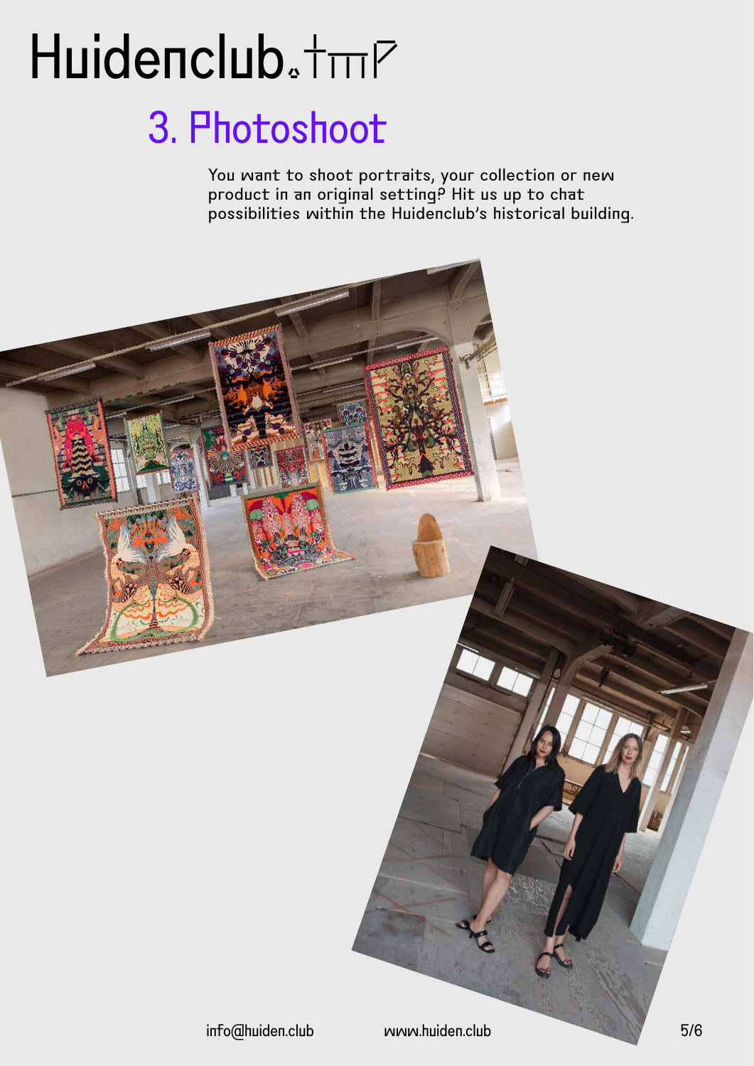# Huidenclub.tmp

## 3. Photoshoot

You want to shoot portraits, your collection or new product in an original setting? Hit us up to chat possibilities within the Huidenclub's historical building.

info@huiden.club www.huiden.club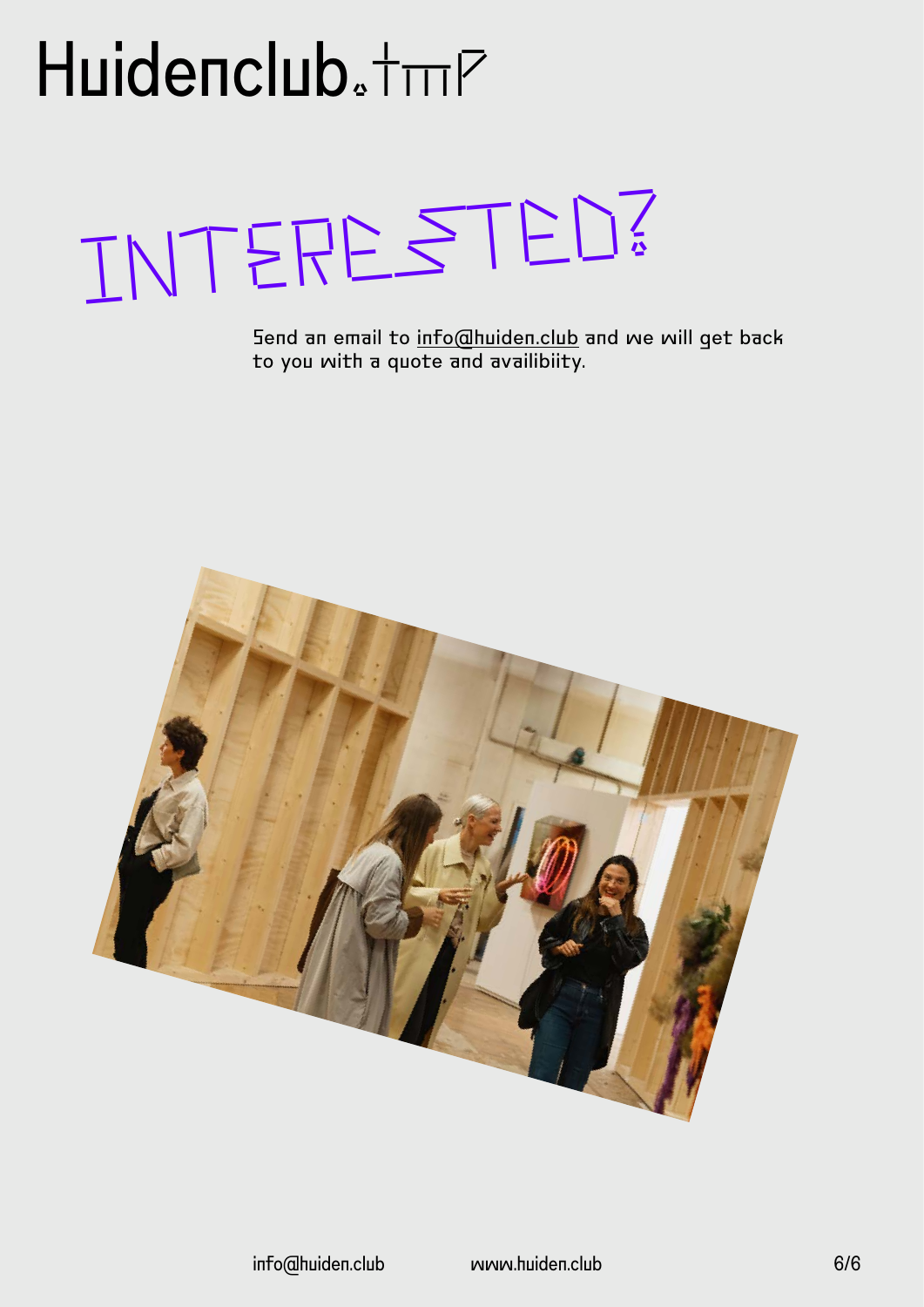# Huidenclub.tmp

## INTERESTED?

Send an email to info@huiden.club and we will get back to you with a quote and availibiity.